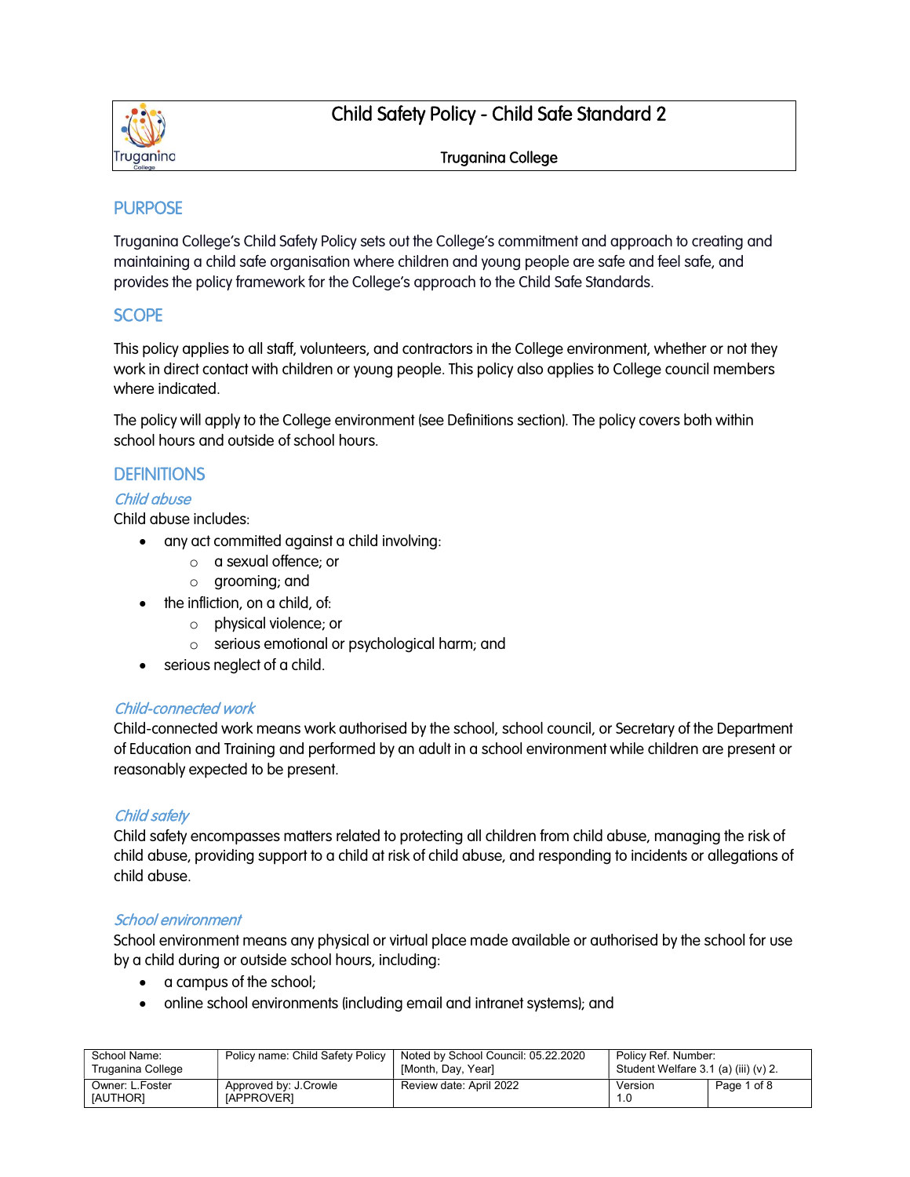# Child Safety Policy - Child Safe Standard 2

Truganina College

## PURPOSE

Truganina College's Child Safety Policy sets out the College's commitment and approach to creating and maintaining a child safe organisation where children and young people are safe and feel safe, and provides the policy framework for the College's approach to the Child Safe Standards.

## SCOPE

This policy applies to all staff, volunteers, and contractors in the College environment, whether or not they work in direct contact with children or young people. This policy also applies to College council members where indicated.

The policy will apply to the College environment (see Definitions section). The policy covers both within school hours and outside of school hours.

## DEFINITIONS

### *Child abuse*

Child abuse includes:

- any act committed against a child involving:
  - a sexual offence; or
  - grooming; and
- the infliction, on a child, of:
  - physical violence; or
  - serious emotional or psychological harm; and
- serious neglect of a child.

### *Child-connected work*

Child-connected work means work authorised by the school, school council, or Secretary of the Department of Education and Training and performed by an adult in a school environment while children are present or reasonably expected to be present.

### *Child safety*

Child safety encompasses matters related to protecting all children from child abuse, managing the risk of child abuse, providing support to a child at risk of child abuse, and responding to incidents or allegations of child abuse.

### *School environment*

School environment means any physical or virtual place made available or authorised by the school for use by a child during or outside school hours, including:

- a campus of the school;
- online school environments (including email and intranet systems); and

| School Name: Truganina College | Policy name: Child Safety Policy | Noted by School Council: 05.22.2020 [Month, Day, Year] | Policy Ref. Number: Student Welfare 3.1 (a) (iii) (v) 2. | |
|---|---|---|---|---|
| Owner: L.Foster [AUTHOR] | Approved by: J.Crowle [APPROVER] | Review date: April 2022 | Version 1.0 | |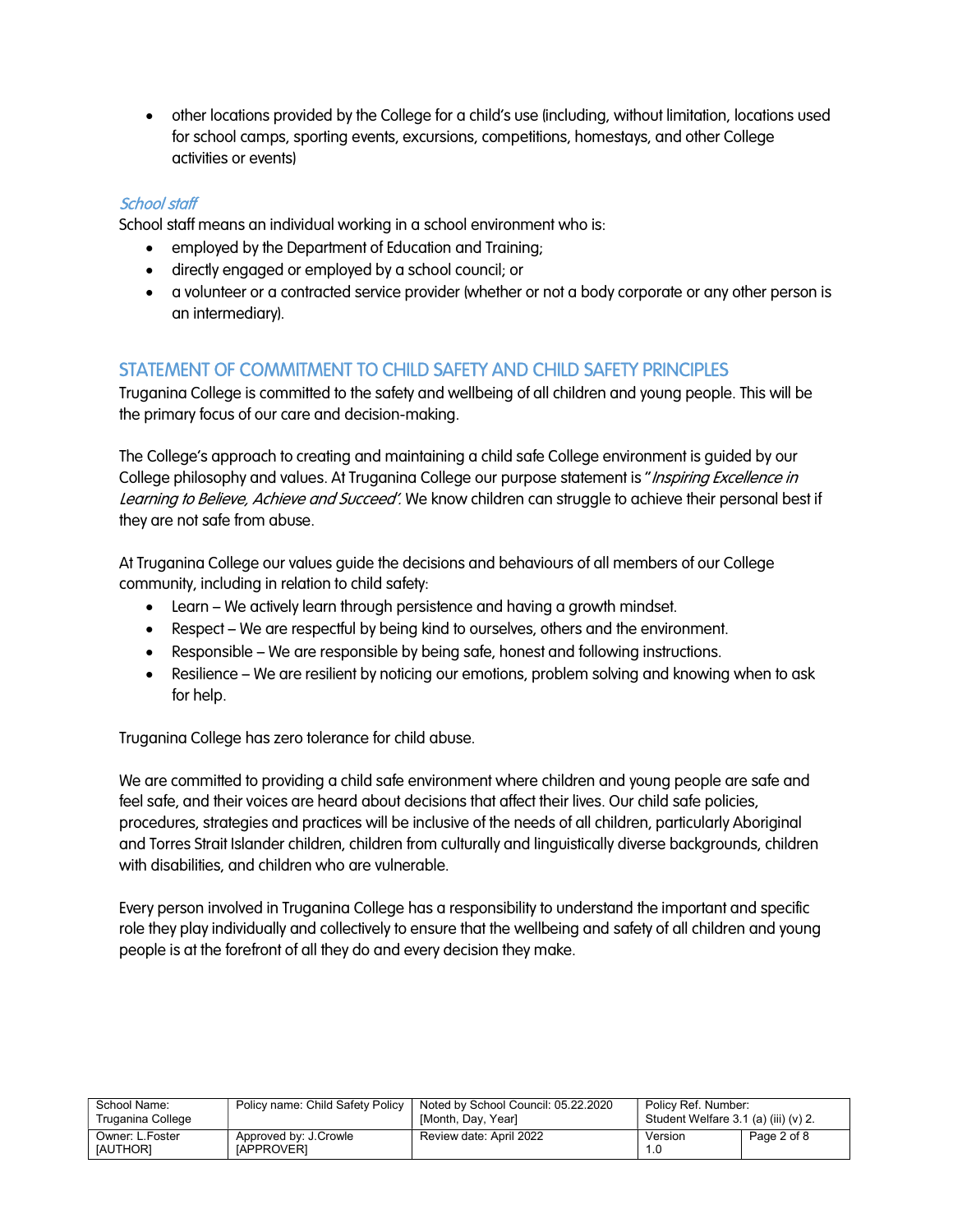- other locations provided by the College for a child's use (including, without limitation, locations used for school camps, sporting events, excursions, competitions, homestays, and other College activities or events)

### *School staff*

School staff means an individual working in a school environment who is:

- employed by the Department of Education and Training;
- directly engaged or employed by a school council; or
- a volunteer or a contracted service provider (whether or not a body corporate or any other person is an intermediary).

## STATEMENT OF COMMITMENT TO CHILD SAFETY AND CHILD SAFETY PRINCIPLES

Truganina College is committed to the safety and wellbeing of all children and young people. This will be the primary focus of our care and decision-making.

The College's approach to creating and maintaining a child safe College environment is guided by our College philosophy and values. At Truganina College our purpose statement is "*Inspiring Excellence in Learning to Believe, Achieve and Succeed'.* We know children can struggle to achieve their personal best if they are not safe from abuse.

At Truganina College our values guide the decisions and behaviours of all members of our College community, including in relation to child safety:

- Learn – We actively learn through persistence and having a growth mindset.
- Respect – We are respectful by being kind to ourselves, others and the environment.
- Responsible – We are responsible by being safe, honest and following instructions.
- Resilience – We are resilient by noticing our emotions, problem solving and knowing when to ask for help.

Truganina College has zero tolerance for child abuse.

We are committed to providing a child safe environment where children and young people are safe and feel safe, and their voices are heard about decisions that affect their lives. Our child safe policies, procedures, strategies and practices will be inclusive of the needs of all children, particularly Aboriginal and Torres Strait Islander children, children from culturally and linguistically diverse backgrounds, children with disabilities, and children who are vulnerable.

Every person involved in Truganina College has a responsibility to understand the important and specific role they play individually and collectively to ensure that the wellbeing and safety of all children and young people is at the forefront of all they do and every decision they make.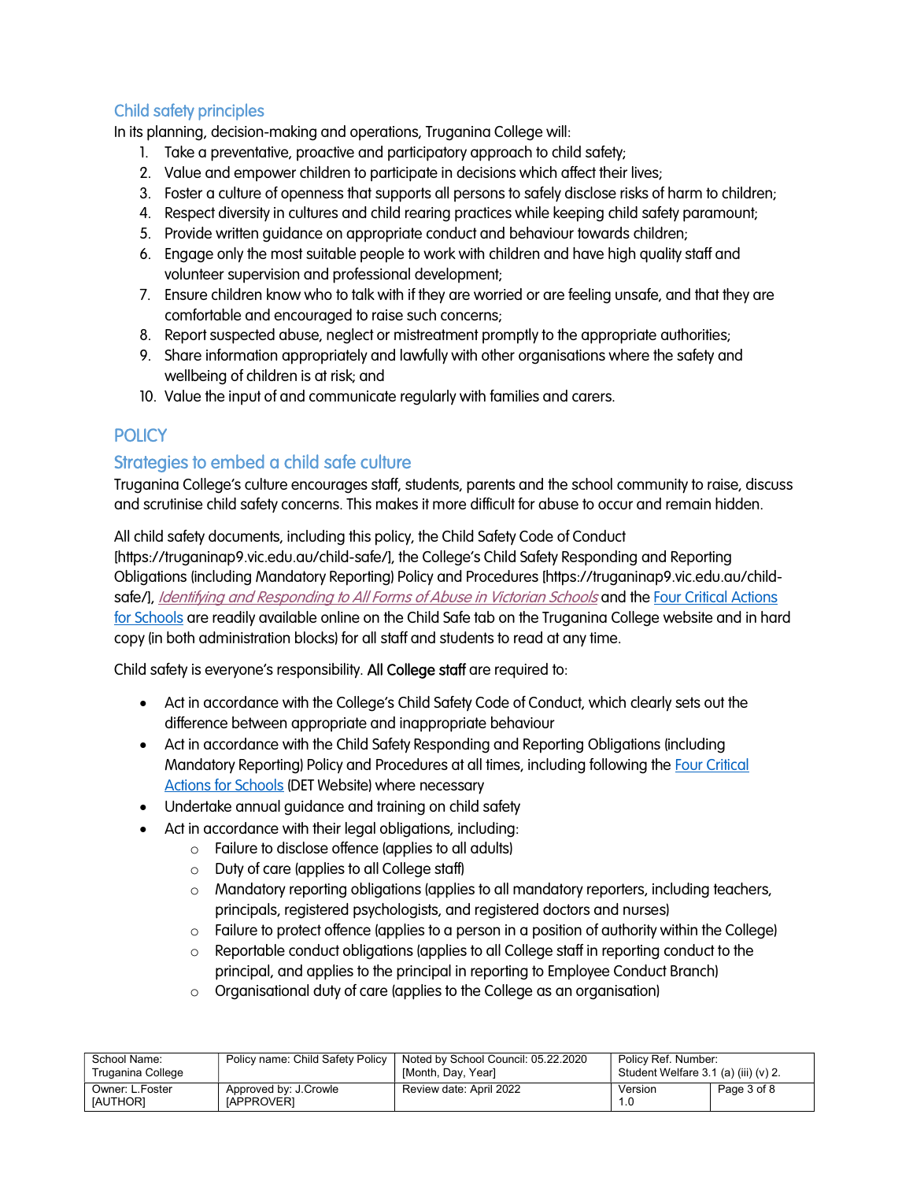### Child safety principles

In its planning, decision-making and operations, Truganina College will:

1. Take a preventative, proactive and participatory approach to child safety;
2. Value and empower children to participate in decisions which affect their lives;
3. Foster a culture of openness that supports all persons to safely disclose risks of harm to children;
4. Respect diversity in cultures and child rearing practices while keeping child safety paramount;
5. Provide written guidance on appropriate conduct and behaviour towards children;
6. Engage only the most suitable people to work with children and have high quality staff and volunteer supervision and professional development;
7. Ensure children know who to talk with if they are worried or are feeling unsafe, and that they are comfortable and encouraged to raise such concerns;
8. Report suspected abuse, neglect or mistreatment promptly to the appropriate authorities;
9. Share information appropriately and lawfully with other organisations where the safety and wellbeing of children is at risk; and
10. Value the input of and communicate regularly with families and carers.

## POLICY

### Strategies to embed a child safe culture

Truganina College's culture encourages staff, students, parents and the school community to raise, discuss and scrutinise child safety concerns. This makes it more difficult for abuse to occur and remain hidden.

All child safety documents, including this policy, the Child Safety Code of Conduct [https://truganinap9.vic.edu.au/child-safe/], the College's Child Safety Responding and Reporting Obligations (including Mandatory Reporting) Policy and Procedures [https://truganinap9.vic.edu.au/child-safe/], *Identifying and Responding to All Forms of Abuse in Victorian Schools* and the Four Critical Actions for Schools are readily available online on the Child Safe tab on the Truganina College website and in hard copy (in both administration blocks) for all staff and students to read at any time.

Child safety is everyone's responsibility. **All College staff** are required to:

- Act in accordance with the College's Child Safety Code of Conduct, which clearly sets out the difference between appropriate and inappropriate behaviour
- Act in accordance with the Child Safety Responding and Reporting Obligations (including Mandatory Reporting) Policy and Procedures at all times, including following the Four Critical Actions for Schools (DET Website) where necessary
- Undertake annual guidance and training on child safety
- Act in accordance with their legal obligations, including:
  - Failure to disclose offence (applies to all adults)
  - Duty of care (applies to all College staff)
  - Mandatory reporting obligations (applies to all mandatory reporters, including teachers, principals, registered psychologists, and registered doctors and nurses)
  - Failure to protect offence (applies to a person in a position of authority within the College)
  - Reportable conduct obligations (applies to all College staff in reporting conduct to the principal, and applies to the principal in reporting to Employee Conduct Branch)
  - Organisational duty of care (applies to the College as an organisation)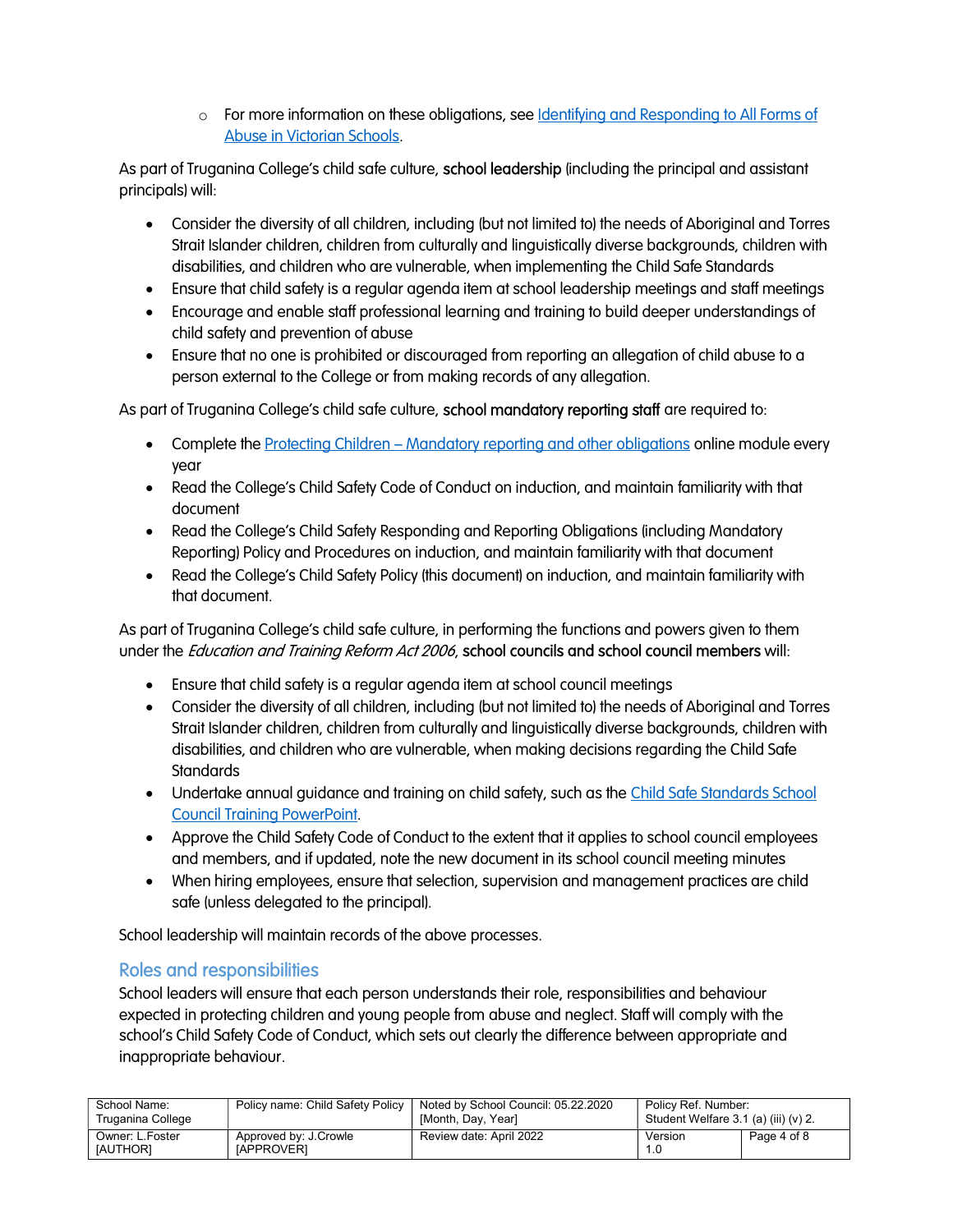- For more information on these obligations, see [Identifying and Responding to All Forms of Abuse in Victorian Schools](#).

As part of Truganina College's child safe culture, **school leadership** (including the principal and assistant principals) will:

- Consider the diversity of all children, including (but not limited to) the needs of Aboriginal and Torres Strait Islander children, children from culturally and linguistically diverse backgrounds, children with disabilities, and children who are vulnerable, when implementing the Child Safe Standards
- Ensure that child safety is a regular agenda item at school leadership meetings and staff meetings
- Encourage and enable staff professional learning and training to build deeper understandings of child safety and prevention of abuse
- Ensure that no one is prohibited or discouraged from reporting an allegation of child abuse to a person external to the College or from making records of any allegation.

As part of Truganina College's child safe culture, **school mandatory reporting staff** are required to:

- Complete the [Protecting Children – Mandatory reporting and other obligations](#) online module every year
- Read the College's Child Safety Code of Conduct on induction, and maintain familiarity with that document
- Read the College's Child Safety Responding and Reporting Obligations (including Mandatory Reporting) Policy and Procedures on induction, and maintain familiarity with that document
- Read the College's Child Safety Policy (this document) on induction, and maintain familiarity with that document.

As part of Truganina College's child safe culture, in performing the functions and powers given to them under the *Education and Training Reform Act 2006*, **school councils and school council members** will:

- Ensure that child safety is a regular agenda item at school council meetings
- Consider the diversity of all children, including (but not limited to) the needs of Aboriginal and Torres Strait Islander children, children from culturally and linguistically diverse backgrounds, children with disabilities, and children who are vulnerable, when making decisions regarding the Child Safe Standards
- Undertake annual guidance and training on child safety, such as the [Child Safe Standards School Council Training PowerPoint](#).
- Approve the Child Safety Code of Conduct to the extent that it applies to school council employees and members, and if updated, note the new document in its school council meeting minutes
- When hiring employees, ensure that selection, supervision and management practices are child safe (unless delegated to the principal).

School leadership will maintain records of the above processes.

## Roles and responsibilities

School leaders will ensure that each person understands their role, responsibilities and behaviour expected in protecting children and young people from abuse and neglect. Staff will comply with the school's Child Safety Code of Conduct, which sets out clearly the difference between appropriate and inappropriate behaviour.

| School Name: Truganina College | Policy name: Child Safety Policy | Noted by School Council: 05.22.2020 [Month, Day, Year] | Policy Ref. Number: Student Welfare 3.1 (a) (iii) (v) 2. | |
| --- | --- | --- | --- | --- |
| Owner: L.Foster [AUTHOR] | Approved by: J.Crowle [APPROVER] | Review date: April 2022 | Version 1.0 | Page 4 of 8 |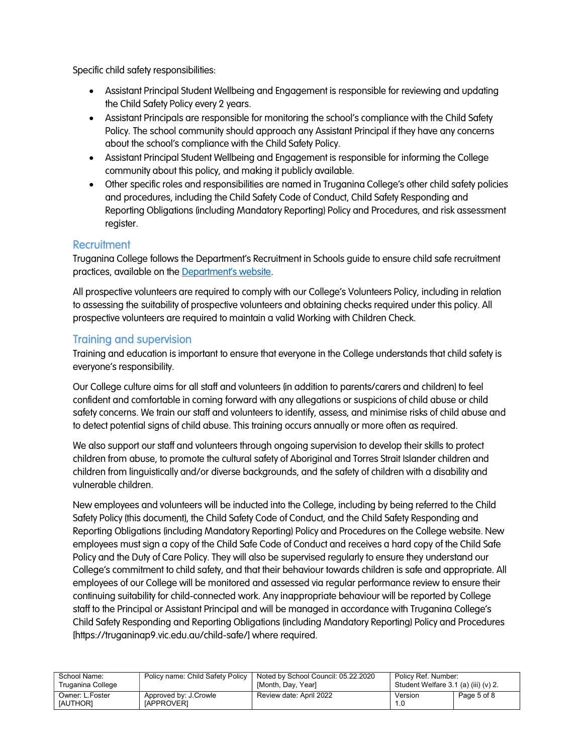Specific child safety responsibilities:

- Assistant Principal Student Wellbeing and Engagement is responsible for reviewing and updating the Child Safety Policy every 2 years.
- Assistant Principals are responsible for monitoring the school's compliance with the Child Safety Policy. The school community should approach any Assistant Principal if they have any concerns about the school's compliance with the Child Safety Policy.
- Assistant Principal Student Wellbeing and Engagement is responsible for informing the College community about this policy, and making it publicly available.
- Other specific roles and responsibilities are named in Truganina College's other child safety policies and procedures, including the Child Safety Code of Conduct, Child Safety Responding and Reporting Obligations (including Mandatory Reporting) Policy and Procedures, and risk assessment register.

## Recruitment

Truganina College follows the Department's Recruitment in Schools guide to ensure child safe recruitment practices, available on the [Department's website](#).

All prospective volunteers are required to comply with our College's Volunteers Policy, including in relation to assessing the suitability of prospective volunteers and obtaining checks required under this policy. All prospective volunteers are required to maintain a valid Working with Children Check.

## Training and supervision

Training and education is important to ensure that everyone in the College understands that child safety is everyone's responsibility.

Our College culture aims for all staff and volunteers (in addition to parents/carers and children) to feel confident and comfortable in coming forward with any allegations or suspicions of child abuse or child safety concerns. We train our staff and volunteers to identify, assess, and minimise risks of child abuse and to detect potential signs of child abuse. This training occurs annually or more often as required.

We also support our staff and volunteers through ongoing supervision to develop their skills to protect children from abuse, to promote the cultural safety of Aboriginal and Torres Strait Islander children and children from linguistically and/or diverse backgrounds, and the safety of children with a disability and vulnerable children.

New employees and volunteers will be inducted into the College, including by being referred to the Child Safety Policy (this document), the Child Safety Code of Conduct, and the Child Safety Responding and Reporting Obligations (including Mandatory Reporting) Policy and Procedures on the College website. New employees must sign a copy of the Child Safe Code of Conduct and receives a hard copy of the Child Safe Policy and the Duty of Care Policy. They will also be supervised regularly to ensure they understand our College's commitment to child safety, and that their behaviour towards children is safe and appropriate. All employees of our College will be monitored and assessed via regular performance review to ensure their continuing suitability for child-connected work. Any inappropriate behaviour will be reported by College staff to the Principal or Assistant Principal and will be managed in accordance with Truganina College's Child Safety Responding and Reporting Obligations (including Mandatory Reporting) Policy and Procedures [https://truganinap9.vic.edu.au/child-safe/] where required.

| School Name: Truganina College | Policy name: Child Safety Policy | Noted by School Council: 05.22.2020 [Month, Day, Year] | Policy Ref. Number: Student Welfare 3.1 (a) (iii) (v) 2. | |
|---|---|---|---|---|
| Owner: L.Foster [AUTHOR] | Approved by: J.Crowle [APPROVER] | Review date: April 2022 | Version 1.0 | Page 5 of 8 |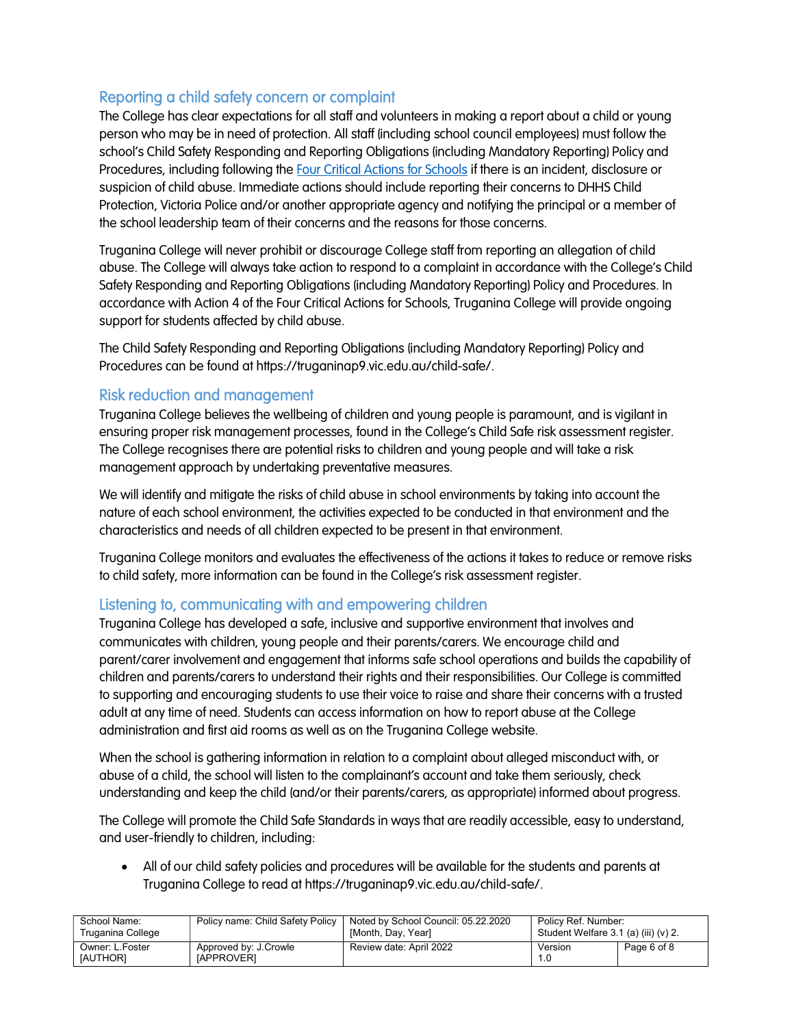## Reporting a child safety concern or complaint

The College has clear expectations for all staff and volunteers in making a report about a child or young person who may be in need of protection. All staff (including school council employees) must follow the school's Child Safety Responding and Reporting Obligations (including Mandatory Reporting) Policy and Procedures, including following the [Four Critical Actions for Schools](#) if there is an incident, disclosure or suspicion of child abuse. Immediate actions should include reporting their concerns to DHHS Child Protection, Victoria Police and/or another appropriate agency and notifying the principal or a member of the school leadership team of their concerns and the reasons for those concerns.

Truganina College will never prohibit or discourage College staff from reporting an allegation of child abuse. The College will always take action to respond to a complaint in accordance with the College's Child Safety Responding and Reporting Obligations (including Mandatory Reporting) Policy and Procedures. In accordance with Action 4 of the Four Critical Actions for Schools, Truganina College will provide ongoing support for students affected by child abuse.

The Child Safety Responding and Reporting Obligations (including Mandatory Reporting) Policy and Procedures can be found at https://truganinap9.vic.edu.au/child-safe/.

## Risk reduction and management

Truganina College believes the wellbeing of children and young people is paramount, and is vigilant in ensuring proper risk management processes, found in the College's Child Safe risk assessment register. The College recognises there are potential risks to children and young people and will take a risk management approach by undertaking preventative measures.

We will identify and mitigate the risks of child abuse in school environments by taking into account the nature of each school environment, the activities expected to be conducted in that environment and the characteristics and needs of all children expected to be present in that environment.

Truganina College monitors and evaluates the effectiveness of the actions it takes to reduce or remove risks to child safety, more information can be found in the College's risk assessment register.

## Listening to, communicating with and empowering children

Truganina College has developed a safe, inclusive and supportive environment that involves and communicates with children, young people and their parents/carers. We encourage child and parent/carer involvement and engagement that informs safe school operations and builds the capability of children and parents/carers to understand their rights and their responsibilities. Our College is committed to supporting and encouraging students to use their voice to raise and share their concerns with a trusted adult at any time of need. Students can access information on how to report abuse at the College administration and first aid rooms as well as on the Truganina College website.

When the school is gathering information in relation to a complaint about alleged misconduct with, or abuse of a child, the school will listen to the complainant's account and take them seriously, check understanding and keep the child (and/or their parents/carers, as appropriate) informed about progress.

The College will promote the Child Safe Standards in ways that are readily accessible, easy to understand, and user-friendly to children, including:

- All of our child safety policies and procedures will be available for the students and parents at Truganina College to read at https://truganinap9.vic.edu.au/child-safe/.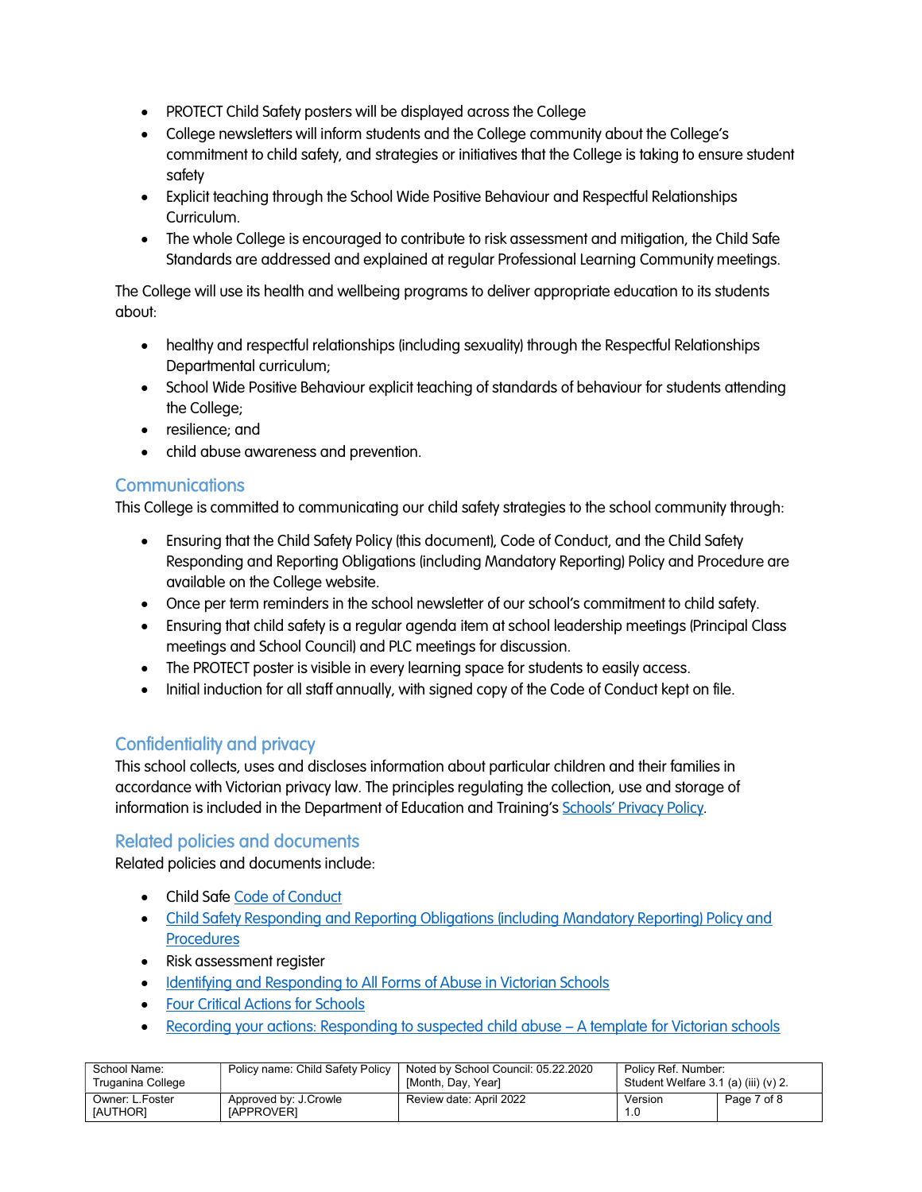- PROTECT Child Safety posters will be displayed across the College
- College newsletters will inform students and the College community about the College's commitment to child safety, and strategies or initiatives that the College is taking to ensure student safety
- Explicit teaching through the School Wide Positive Behaviour and Respectful Relationships Curriculum.
- The whole College is encouraged to contribute to risk assessment and mitigation, the Child Safe Standards are addressed and explained at regular Professional Learning Community meetings.

The College will use its health and wellbeing programs to deliver appropriate education to its students about:

- healthy and respectful relationships (including sexuality) through the Respectful Relationships Departmental curriculum;
- School Wide Positive Behaviour explicit teaching of standards of behaviour for students attending the College;
- resilience; and
- child abuse awareness and prevention.

## Communications

This College is committed to communicating our child safety strategies to the school community through:

- Ensuring that the Child Safety Policy (this document), Code of Conduct, and the Child Safety Responding and Reporting Obligations (including Mandatory Reporting) Policy and Procedure are available on the College website.
- Once per term reminders in the school newsletter of our school's commitment to child safety.
- Ensuring that child safety is a regular agenda item at school leadership meetings (Principal Class meetings and School Council) and PLC meetings for discussion.
- The PROTECT poster is visible in every learning space for students to easily access.
- Initial induction for all staff annually, with signed copy of the Code of Conduct kept on file.

## Confidentiality and privacy

This school collects, uses and discloses information about particular children and their families in accordance with Victorian privacy law. The principles regulating the collection, use and storage of information is included in the Department of Education and Training's Schools' Privacy Policy.

## Related policies and documents

Related policies and documents include:

- Child Safe Code of Conduct
- Child Safety Responding and Reporting Obligations (including Mandatory Reporting) Policy and Procedures
- Risk assessment register
- Identifying and Responding to All Forms of Abuse in Victorian Schools
- Four Critical Actions for Schools
- Recording your actions: Responding to suspected child abuse – A template for Victorian schools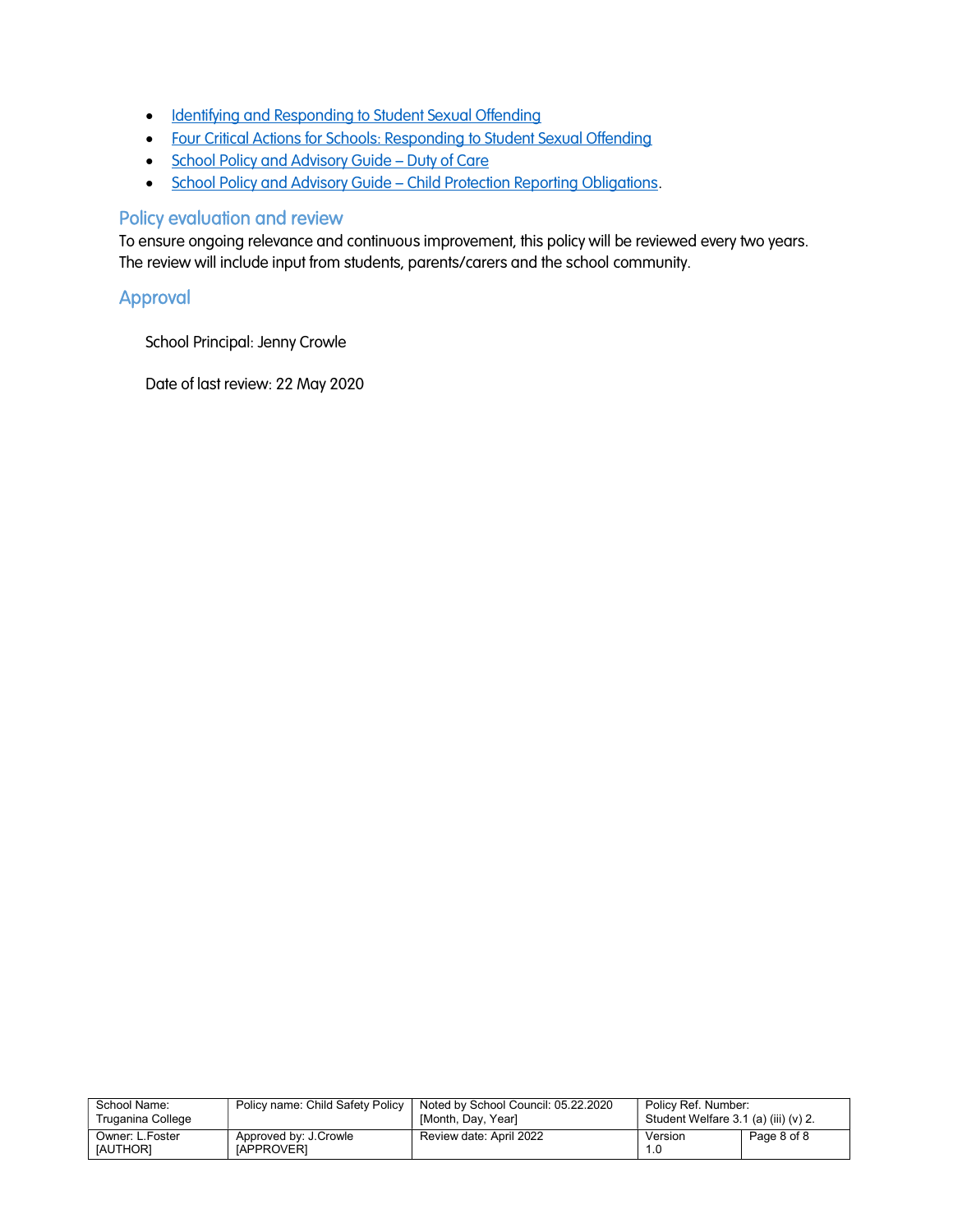- Identifying and Responding to Student Sexual Offending
- Four Critical Actions for Schools: Responding to Student Sexual Offending
- School Policy and Advisory Guide – Duty of Care
- School Policy and Advisory Guide – Child Protection Reporting Obligations.

## Policy evaluation and review

To ensure ongoing relevance and continuous improvement, this policy will be reviewed every two years. The review will include input from students, parents/carers and the school community.

## Approval

School Principal: Jenny Crowle

Date of last review: 22 May 2020